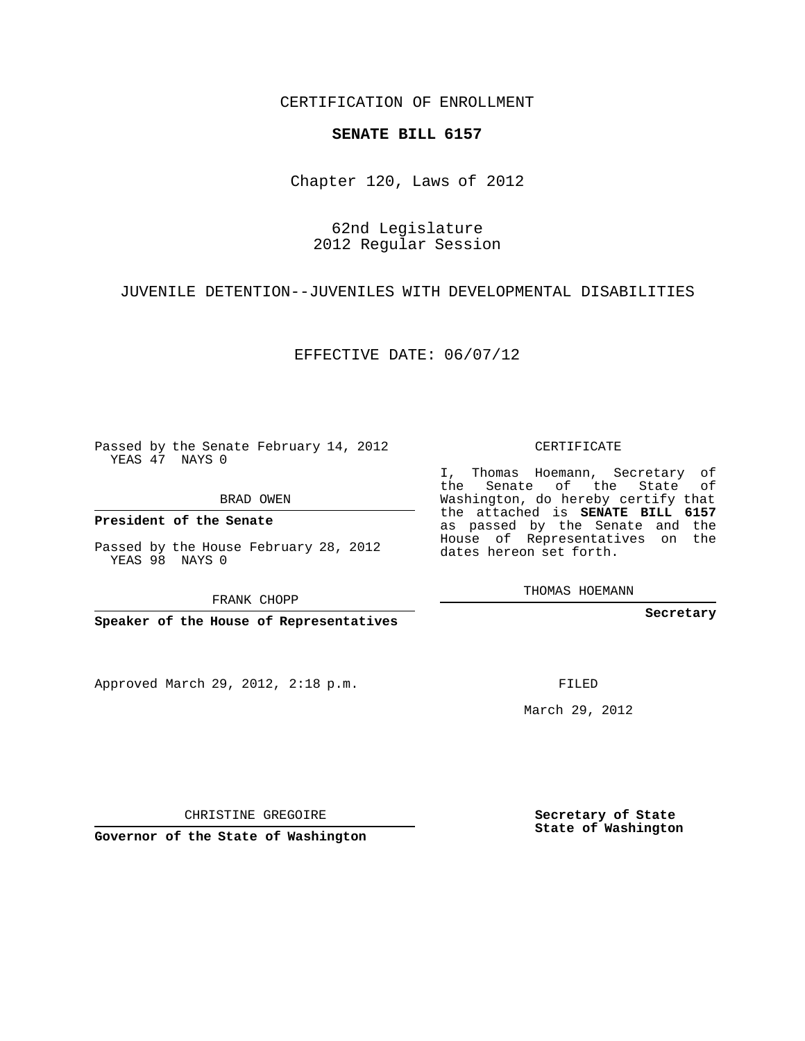CERTIFICATION OF ENROLLMENT

**SENATE BILL 6157**

Chapter 120, Laws of 2012

62nd Legislature
2012 Regular Session

JUVENILE DETENTION--JUVENILES WITH DEVELOPMENTAL DISABILITIES

EFFECTIVE DATE: 06/07/12

Passed by the Senate February 14, 2012
YEAS 47 NAYS 0

BRAD OWEN

**President of the Senate**

Passed by the House February 28, 2012
YEAS 98 NAYS 0

FRANK CHOPP

**Speaker of the House of Representatives**

CERTIFICATE

I, Thomas Hoemann, Secretary of the Senate of the State of Washington, do hereby certify that the attached is **SENATE BILL 6157** as passed by the Senate and the House of Representatives on the dates hereon set forth.

THOMAS HOEMANN

**Secretary**

Approved March 29, 2012, 2:18 p.m.

FILED

March 29, 2012

CHRISTINE GREGOIRE

**Governor of the State of Washington**

**Secretary of State**
**State of Washington**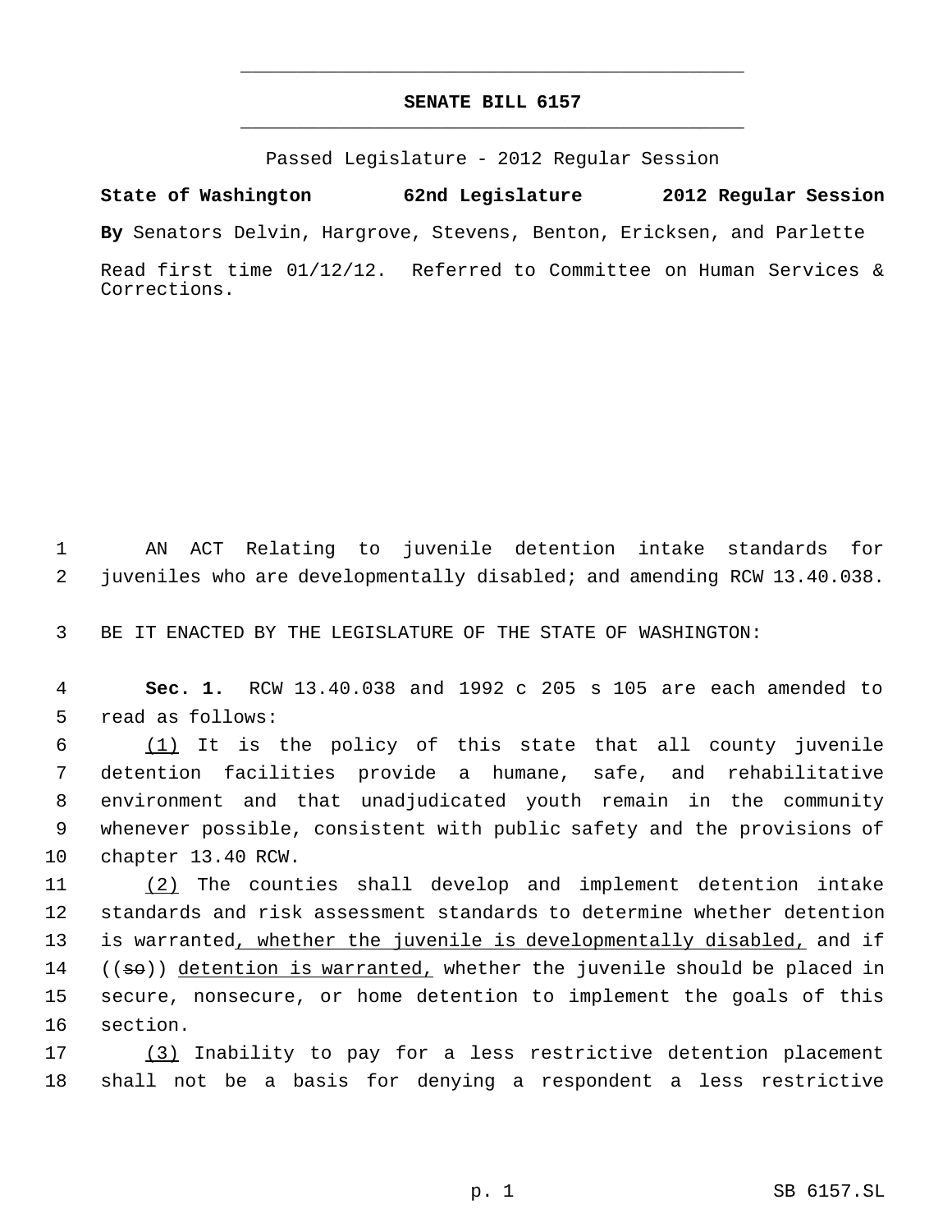# SENATE BILL 6157

Passed Legislature - 2012 Regular Session

**State of Washington 62nd Legislature 2012 Regular Session**

**By** Senators Delvin, Hargrove, Stevens, Benton, Ericksen, and Parlette

Read first time 01/12/12. Referred to Committee on Human Services & Corrections.

AN ACT Relating to juvenile detention intake standards for juveniles who are developmentally disabled; and amending RCW 13.40.038.

BE IT ENACTED BY THE LEGISLATURE OF THE STATE OF WASHINGTON:

**Sec. 1.** RCW 13.40.038 and 1992 c 205 s 105 are each amended to read as follows:

(1) It is the policy of this state that all county juvenile detention facilities provide a humane, safe, and rehabilitative environment and that unadjudicated youth remain in the community whenever possible, consistent with public safety and the provisions of chapter 13.40 RCW.

(2) The counties shall develop and implement detention intake standards and risk assessment standards to determine whether detention is warranted, whether the juvenile is developmentally disabled, and if ((so)) detention is warranted, whether the juvenile should be placed in secure, nonsecure, or home detention to implement the goals of this section.

(3) Inability to pay for a less restrictive detention placement shall not be a basis for denying a respondent a less restrictive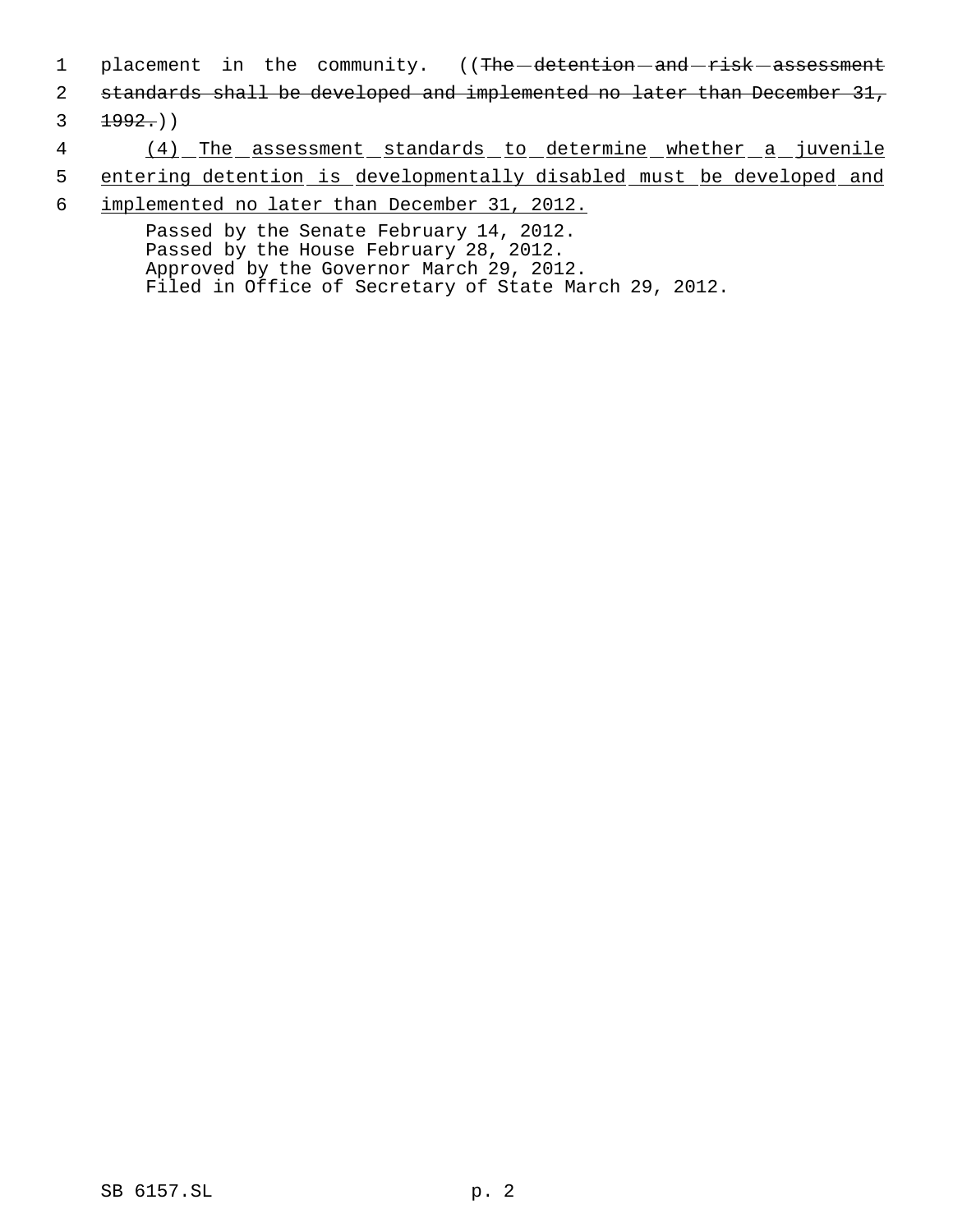placement in the community. ((~~The detention and risk assessment standards shall be developed and implemented no later than December 31, 1992.~~))

(4) The assessment standards to determine whether a juvenile entering detention is developmentally disabled must be developed and implemented no later than December 31, 2012.

Passed by the Senate February 14, 2012.
Passed by the House February 28, 2012.
Approved by the Governor March 29, 2012.
Filed in Office of Secretary of State March 29, 2012.